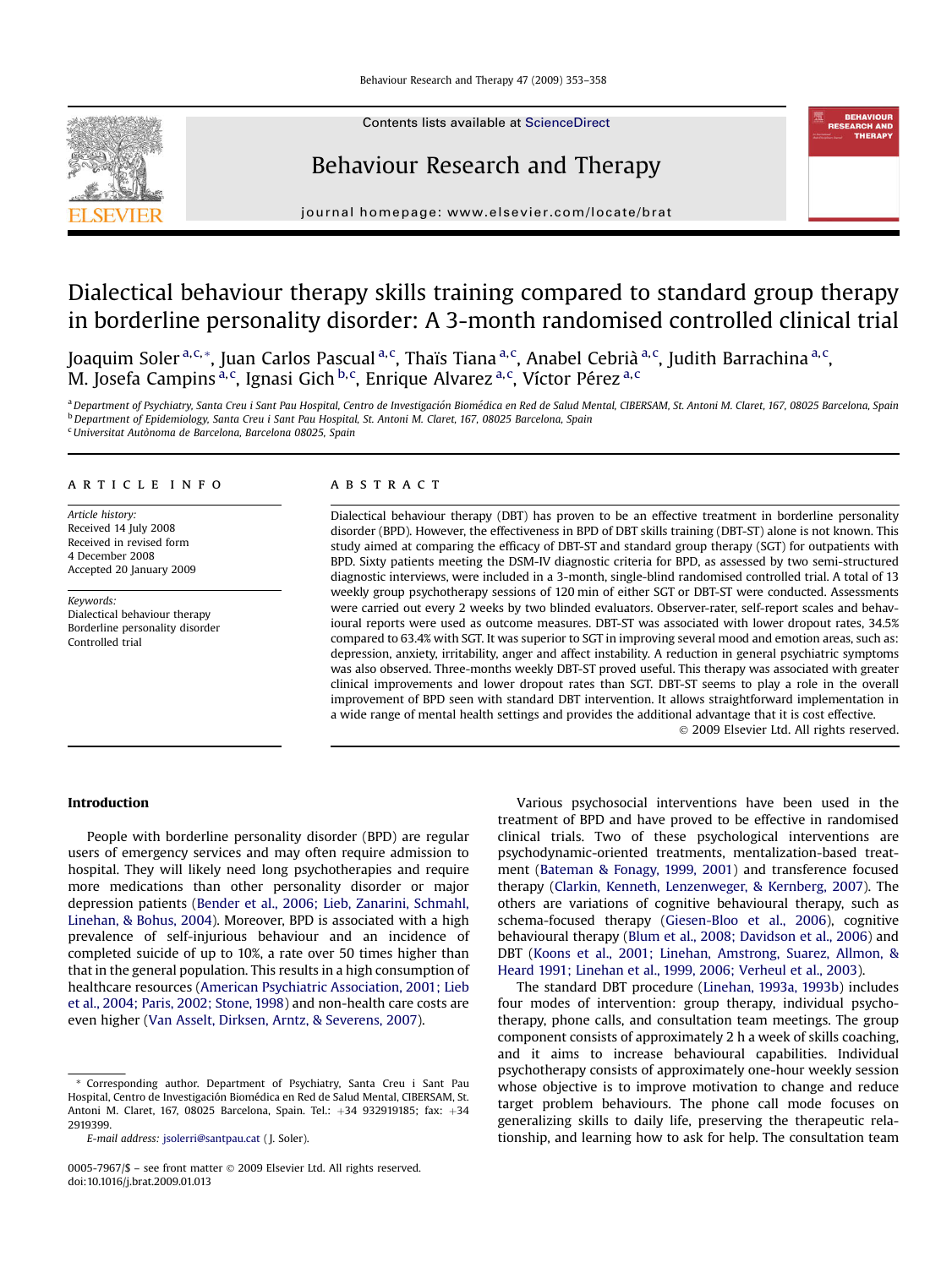# Dialectical behaviour therapy skills training compared to standard group therapy in borderline personality disorder: A 3-month randomised controlled clinical trial

Joaquim Soler [a,c,*], Juan Carlos Pascual [a,c], Thaïs Tiana [a,c], Anabel Cebrià [a,c], Judith Barrachina [a,c], M. Josefa Campins [a,c], Ignasi Gich [b,c], Enrique Alvarez [a,c], Víctor Pérez [a,c]

[a] Department of Psychiatry, Santa Creu i Sant Pau Hospital, Centro de Investigación Biomédica en Red de Salud Mental, CIBERSAM, St. Antoni M. Claret, 167, 08025 Barcelona, Spain
[b] Department of Epidemiology, Santa Creu i Sant Pau Hospital, St. Antoni M. Claret, 167, 08025 Barcelona, Spain
[c] Universitat Autònoma de Barcelona, Barcelona 08025, Spain

## ARTICLE INFO

*Article history:*
Received 14 July 2008
Received in revised form
4 December 2008
Accepted 20 January 2009

*Keywords:*
Dialectical behaviour therapy
Borderline personality disorder
Controlled trial

## ABSTRACT

Dialectical behaviour therapy (DBT) has proven to be an effective treatment in borderline personality disorder (BPD). However, the effectiveness in BPD of DBT skills training (DBT-ST) alone is not known. This study aimed at comparing the efficacy of DBT-ST and standard group therapy (SGT) for outpatients with BPD. Sixty patients meeting the DSM-IV diagnostic criteria for BPD, as assessed by two semi-structured diagnostic interviews, were included in a 3-month, single-blind randomised controlled trial. A total of 13 weekly group psychotherapy sessions of 120 min of either SGT or DBT-ST were conducted. Assessments were carried out every 2 weeks by two blinded evaluators. Observer-rater, self-report scales and behavioural reports were used as outcome measures. DBT-ST was associated with lower dropout rates, 34.5% compared to 63.4% with SGT. It was superior to SGT in improving several mood and emotion areas, such as: depression, anxiety, irritability, anger and affect instability. A reduction in general psychiatric symptoms was also observed. Three-months weekly DBT-ST proved useful. This therapy was associated with greater clinical improvements and lower dropout rates than SGT. DBT-ST seems to play a role in the overall improvement of BPD seen with standard DBT intervention. It allows straightforward implementation in a wide range of mental health settings and provides the additional advantage that it is cost effective.

© 2009 Elsevier Ltd. All rights reserved.

## Introduction

People with borderline personality disorder (BPD) are regular users of emergency services and may often require admission to hospital. They will likely need long psychotherapies and require more medications than other personality disorder or major depression patients (Bender et al., 2006; Lieb, Zanarini, Schmahl, Linehan, & Bohus, 2004). Moreover, BPD is associated with a high prevalence of self-injurious behaviour and an incidence of completed suicide of up to 10%, a rate over 50 times higher than that in the general population. This results in a high consumption of healthcare resources (American Psychiatric Association, 2001; Lieb et al., 2004; Paris, 2002; Stone, 1998) and non-health care costs are even higher (Van Asselt, Dirksen, Arntz, & Severens, 2007).

Various psychosocial interventions have been used in the treatment of BPD and have proved to be effective in randomised clinical trials. Two of these psychological interventions are psychodynamic-oriented treatments, mentalization-based treatment (Bateman & Fonagy, 1999, 2001) and transference focused therapy (Clarkin, Kenneth, Lenzenweger, & Kernberg, 2007). The others are variations of cognitive behavioural therapy, such as schema-focused therapy (Giesen-Bloo et al., 2006), cognitive behavioural therapy (Blum et al., 2008; Davidson et al., 2006) and DBT (Koons et al., 2001; Linehan, Amstrong, Suarez, Allmon, & Heard 1991; Linehan et al., 1999, 2006; Verheul et al., 2003).

The standard DBT procedure (Linehan, 1993a, 1993b) includes four modes of intervention: group therapy, individual psychotherapy, phone calls, and consultation team meetings. The group component consists of approximately 2 h a week of skills coaching, and it aims to increase behavioural capabilities. Individual psychotherapy consists of approximately one-hour weekly session whose objective is to improve motivation to change and reduce target problem behaviours. The phone call mode focuses on generalizing skills to daily life, preserving the therapeutic relationship, and learning how to ask for help. The consultation team

\* Corresponding author. Department of Psychiatry, Santa Creu i Sant Pau Hospital, Centro de Investigación Biomédica en Red de Salud Mental, CIBERSAM, St. Antoni M. Claret, 167, 08025 Barcelona, Spain. Tel.: +34 932919185; fax: +34 2919399.

*E-mail address:* jsolerri@santpau.cat (J. Soler).

0005-7967/$ – see front matter © 2009 Elsevier Ltd. All rights reserved.
doi:10.1016/j.brat.2009.01.013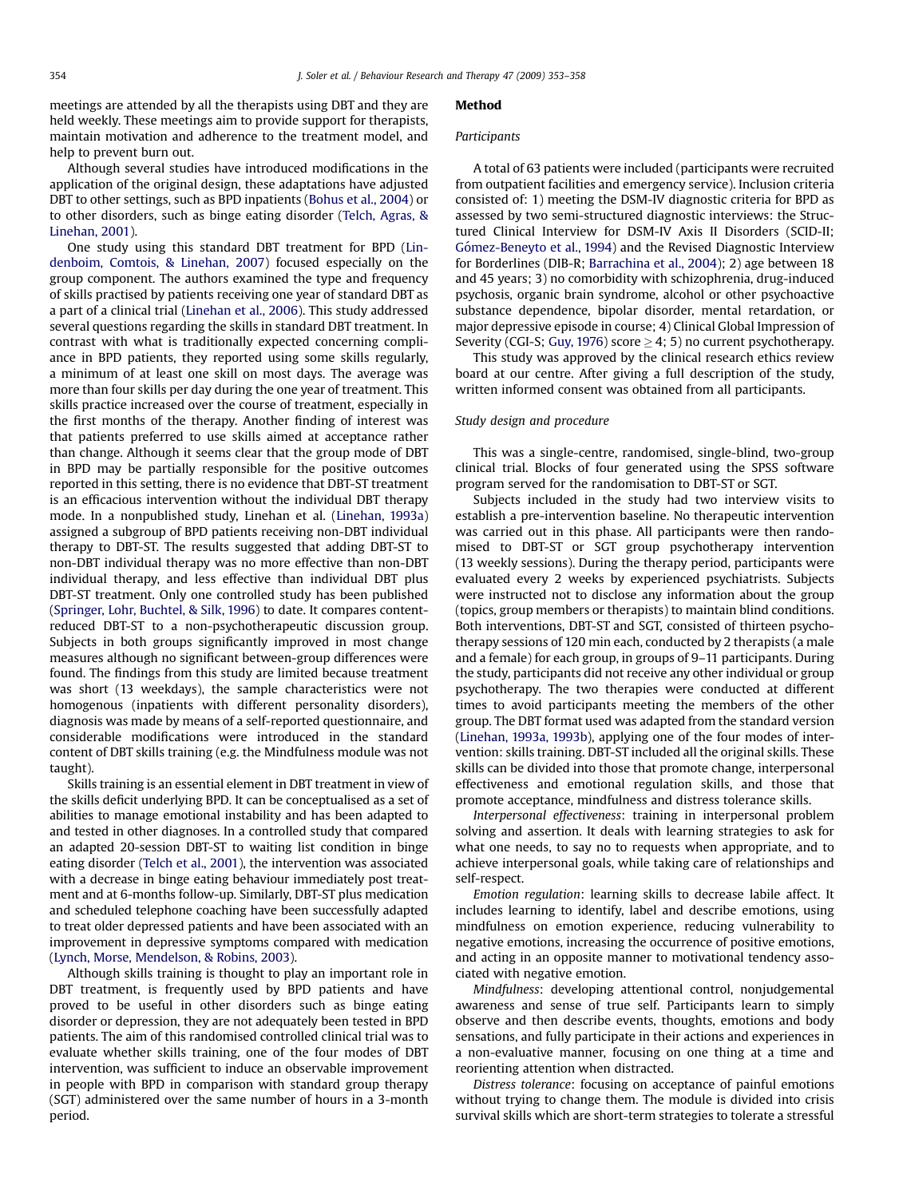meetings are attended by all the therapists using DBT and they are held weekly. These meetings aim to provide support for therapists, maintain motivation and adherence to the treatment model, and help to prevent burn out.

Although several studies have introduced modifications in the application of the original design, these adaptations have adjusted DBT to other settings, such as BPD inpatients (Bohus et al., 2004) or to other disorders, such as binge eating disorder (Telch, Agras, & Linehan, 2001).

One study using this standard DBT treatment for BPD (Lindenboim, Comtois, & Linehan, 2007) focused especially on the group component. The authors examined the type and frequency of skills practised by patients receiving one year of standard DBT as a part of a clinical trial (Linehan et al., 2006). This study addressed several questions regarding the skills in standard DBT treatment. In contrast with what is traditionally expected concerning compliance in BPD patients, they reported using some skills regularly, a minimum of at least one skill on most days. The average was more than four skills per day during the one year of treatment. This skills practice increased over the course of treatment, especially in the first months of the therapy. Another finding of interest was that patients preferred to use skills aimed at acceptance rather than change. Although it seems clear that the group mode of DBT in BPD may be partially responsible for the positive outcomes reported in this setting, there is no evidence that DBT-ST treatment is an efficacious intervention without the individual DBT therapy mode. In a nonpublished study, Linehan et al. (Linehan, 1993a) assigned a subgroup of BPD patients receiving non-DBT individual therapy to DBT-ST. The results suggested that adding DBT-ST to non-DBT individual therapy was no more effective than non-DBT individual therapy, and less effective than individual DBT plus DBT-ST treatment. Only one controlled study has been published (Springer, Lohr, Buchtel, & Silk, 1996) to date. It compares content-reduced DBT-ST to a non-psychotherapeutic discussion group. Subjects in both groups significantly improved in most change measures although no significant between-group differences were found. The findings from this study are limited because treatment was short (13 weekdays), the sample characteristics were not homogenous (inpatients with different personality disorders), diagnosis was made by means of a self-reported questionnaire, and considerable modifications were introduced in the standard content of DBT skills training (e.g. the Mindfulness module was not taught).

Skills training is an essential element in DBT treatment in view of the skills deficit underlying BPD. It can be conceptualised as a set of abilities to manage emotional instability and has been adapted to and tested in other diagnoses. In a controlled study that compared an adapted 20-session DBT-ST to waiting list condition in binge eating disorder (Telch et al., 2001), the intervention was associated with a decrease in binge eating behaviour immediately post treatment and at 6-months follow-up. Similarly, DBT-ST plus medication and scheduled telephone coaching have been successfully adapted to treat older depressed patients and have been associated with an improvement in depressive symptoms compared with medication (Lynch, Morse, Mendelson, & Robins, 2003).

Although skills training is thought to play an important role in DBT treatment, is frequently used by BPD patients and have proved to be useful in other disorders such as binge eating disorder or depression, they are not adequately been tested in BPD patients. The aim of this randomised controlled clinical trial was to evaluate whether skills training, one of the four modes of DBT intervention, was sufficient to induce an observable improvement in people with BPD in comparison with standard group therapy (SGT) administered over the same number of hours in a 3-month period.

## Method

### Participants

A total of 63 patients were included (participants were recruited from outpatient facilities and emergency service). Inclusion criteria consisted of: 1) meeting the DSM-IV diagnostic criteria for BPD as assessed by two semi-structured diagnostic interviews: the Structured Clinical Interview for DSM-IV Axis II Disorders (SCID-II; Gómez-Beneyto et al., 1994) and the Revised Diagnostic Interview for Borderlines (DIB-R; Barrachina et al., 2004); 2) age between 18 and 45 years; 3) no comorbidity with schizophrenia, drug-induced psychosis, organic brain syndrome, alcohol or other psychoactive substance dependence, bipolar disorder, mental retardation, or major depressive episode in course; 4) Clinical Global Impression of Severity (CGI-S; Guy, 1976) score $\geq 4$; 5) no current psychotherapy.

This study was approved by the clinical research ethics review board at our centre. After giving a full description of the study, written informed consent was obtained from all participants.

### Study design and procedure

This was a single-centre, randomised, single-blind, two-group clinical trial. Blocks of four generated using the SPSS software program served for the randomisation to DBT-ST or SGT.

Subjects included in the study had two interview visits to establish a pre-intervention baseline. No therapeutic intervention was carried out in this phase. All participants were then randomised to DBT-ST or SGT group psychotherapy intervention (13 weekly sessions). During the therapy period, participants were evaluated every 2 weeks by experienced psychiatrists. Subjects were instructed not to disclose any information about the group (topics, group members or therapists) to maintain blind conditions. Both interventions, DBT-ST and SGT, consisted of thirteen psychotherapy sessions of 120 min each, conducted by 2 therapists (a male and a female) for each group, in groups of 9–11 participants. During the study, participants did not receive any other individual or group psychotherapy. The two therapies were conducted at different times to avoid participants meeting the members of the other group. The DBT format used was adapted from the standard version (Linehan, 1993a, 1993b), applying one of the four modes of intervention: skills training. DBT-ST included all the original skills. These skills can be divided into those that promote change, interpersonal effectiveness and emotional regulation skills, and those that promote acceptance, mindfulness and distress tolerance skills.

*Interpersonal effectiveness*: training in interpersonal problem solving and assertion. It deals with learning strategies to ask for what one needs, to say no to requests when appropriate, and to achieve interpersonal goals, while taking care of relationships and self-respect.

*Emotion regulation*: learning skills to decrease labile affect. It includes learning to identify, label and describe emotions, using mindfulness on emotion experience, reducing vulnerability to negative emotions, increasing the occurrence of positive emotions, and acting in an opposite manner to motivational tendency associated with negative emotion.

*Mindfulness*: developing attentional control, nonjudgemental awareness and sense of true self. Participants learn to simply observe and then describe events, thoughts, emotions and body sensations, and fully participate in their actions and experiences in a non-evaluative manner, focusing on one thing at a time and reorienting attention when distracted.

*Distress tolerance*: focusing on acceptance of painful emotions without trying to change them. The module is divided into crisis survival skills which are short-term strategies to tolerate a stressful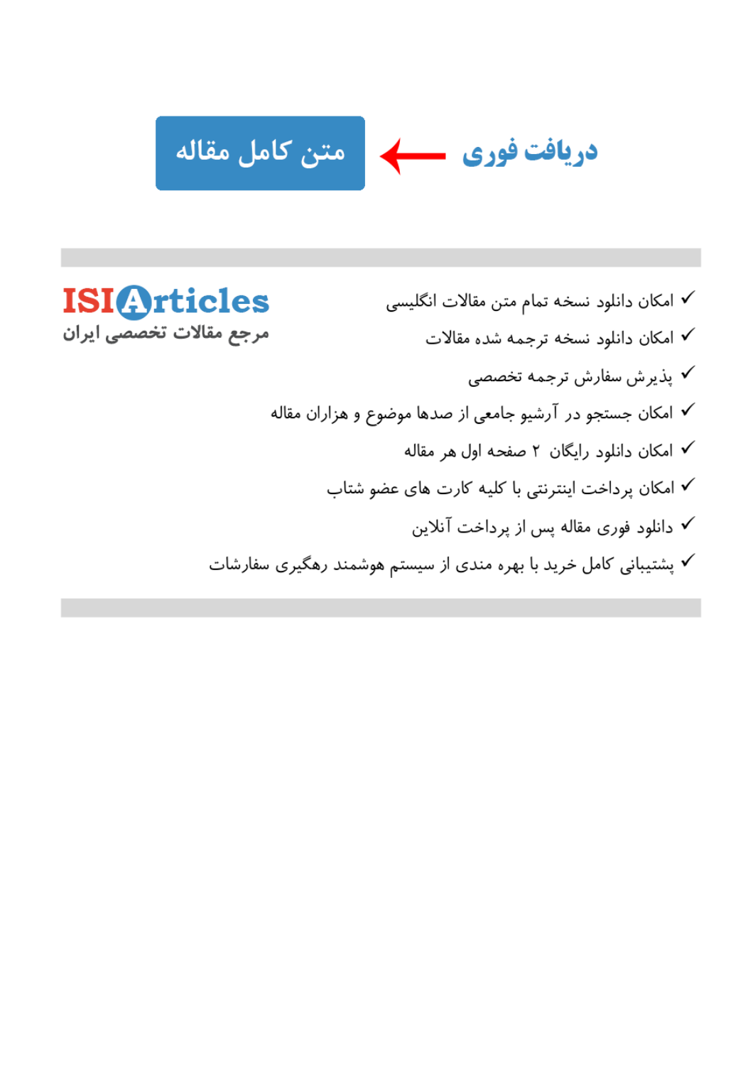دریافت فوری ← **متن کامل مقاله**

**ISIArticles**
مرجع مقالات تخصصی ایران

- ✓ امکان دانلود نسخه تمام متن مقالات انگلیسی
- ✓ امکان دانلود نسخه ترجمه شده مقالات
- ✓ پذیرش سفارش ترجمه تخصصی
- ✓ امکان جستجو در آرشیو جامعی از صدها موضوع و هزاران مقاله
- ✓ امکان دانلود رایگان ۲ صفحه اول هر مقاله
- ✓ امکان پرداخت اینترنتی با کلیه کارت های عضو شتاب
- ✓ دانلود فوری مقاله پس از پرداخت آنلاین
- ✓ پشتیبانی کامل خرید با بهره مندی از سیستم هوشمند رهگیری سفارشات